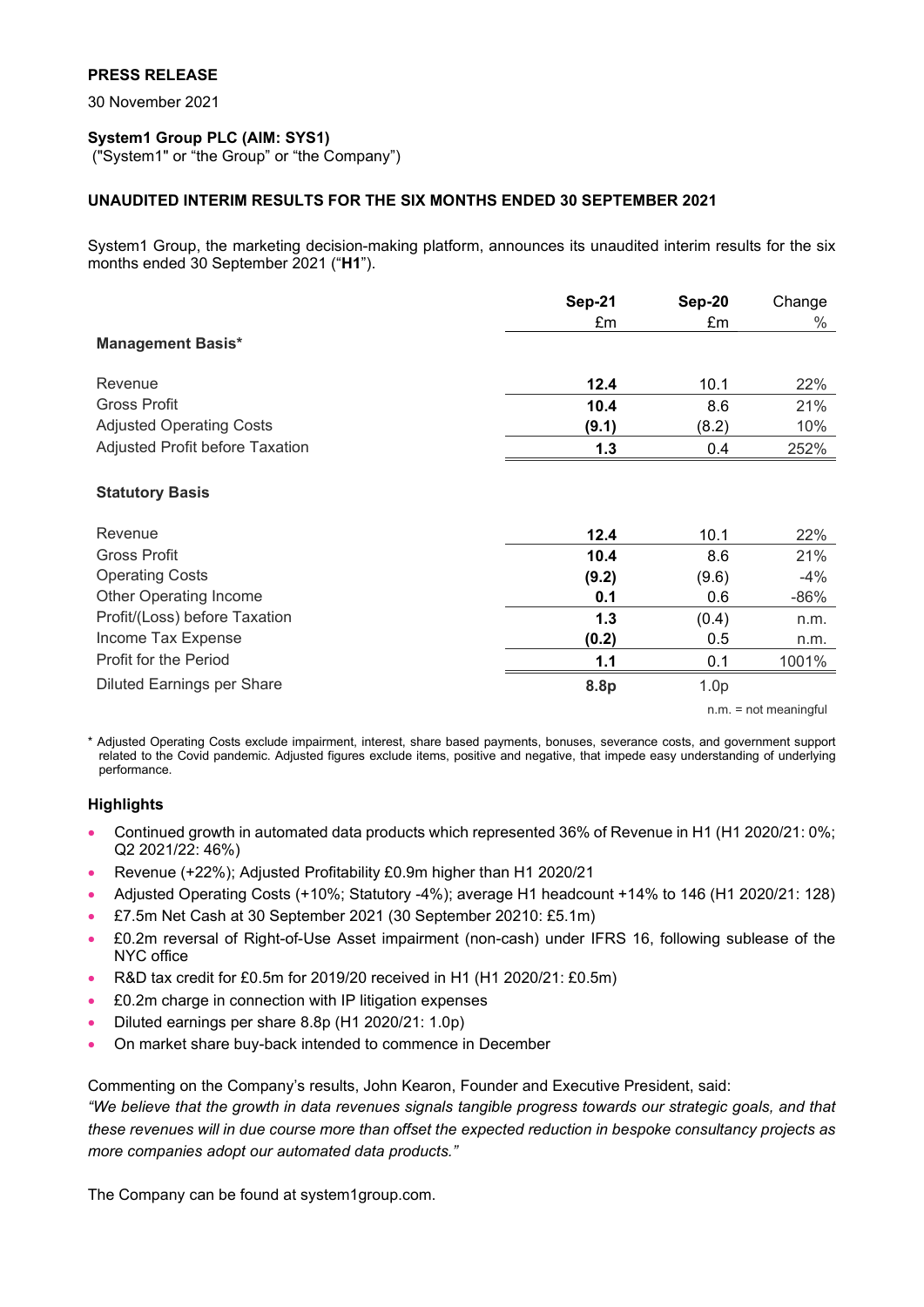**PRESS RELEASE**

30 November 2021

**System1 Group PLC (AIM: SYS1)**
("System1" or "the Group" or "the Company")

**UNAUDITED INTERIM RESULTS FOR THE SIX MONTHS ENDED 30 SEPTEMBER 2021**

System1 Group, the marketing decision-making platform, announces its unaudited interim results for the six months ended 30 September 2021 ("**H1**").

| | **Sep-21** | **Sep-20** | Change |
|---|---|---|---|
| | £m | £m | % |
| **Management Basis*** | | | |
| Revenue | **12.4** | 10.1 | 22% |
| Gross Profit | **10.4** | 8.6 | 21% |
| Adjusted Operating Costs | **(9.1)** | (8.2) | 10% |
| Adjusted Profit before Taxation | **1.3** | 0.4 | 252% |
| **Statutory Basis** | | | |
| Revenue | **12.4** | 10.1 | 22% |
| Gross Profit | **10.4** | 8.6 | 21% |
| Operating Costs | **(9.2)** | (9.6) | -4% |
| Other Operating Income | **0.1** | 0.6 | -86% |
| Profit/(Loss) before Taxation | **1.3** | (0.4) | n.m. |
| Income Tax Expense | **(0.2)** | 0.5 | n.m. |
| Profit for the Period | **1.1** | 0.1 | 1001% |
| Diluted Earnings per Share | **8.8p** | 1.0p | |

n.m. = not meaningful

\* Adjusted Operating Costs exclude impairment, interest, share based payments, bonuses, severance costs, and government support related to the Covid pandemic. Adjusted figures exclude items, positive and negative, that impede easy understanding of underlying performance.

### Highlights

- Continued growth in automated data products which represented 36% of Revenue in H1 (H1 2020/21: 0%; Q2 2021/22: 46%)
- Revenue (+22%); Adjusted Profitability £0.9m higher than H1 2020/21
- Adjusted Operating Costs (+10%; Statutory -4%); average H1 headcount +14% to 146 (H1 2020/21: 128)
- £7.5m Net Cash at 30 September 2021 (30 September 20210: £5.1m)
- £0.2m reversal of Right-of-Use Asset impairment (non-cash) under IFRS 16, following sublease of the NYC office
- R&D tax credit for £0.5m for 2019/20 received in H1 (H1 2020/21: £0.5m)
- £0.2m charge in connection with IP litigation expenses
- Diluted earnings per share 8.8p (H1 2020/21: 1.0p)
- On market share buy-back intended to commence in December

Commenting on the Company's results, John Kearon, Founder and Executive President, said:
*"We believe that the growth in data revenues signals tangible progress towards our strategic goals, and that these revenues will in due course more than offset the expected reduction in bespoke consultancy projects as more companies adopt our automated data products."*

The Company can be found at system1group.com.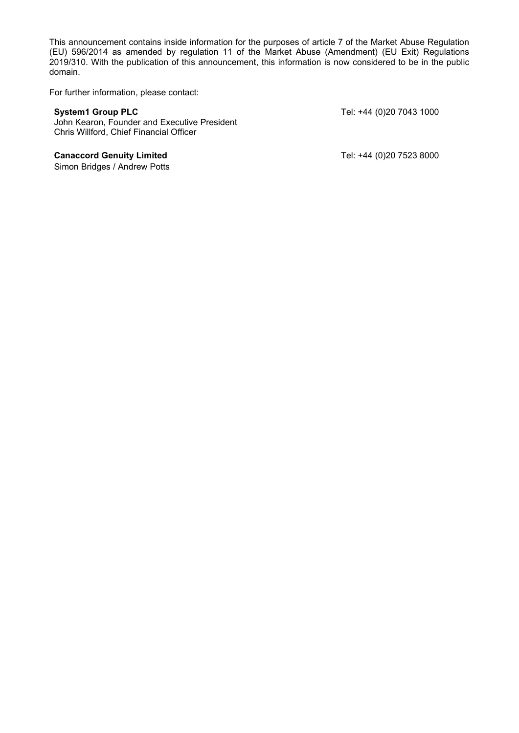This announcement contains inside information for the purposes of article 7 of the Market Abuse Regulation (EU) 596/2014 as amended by regulation 11 of the Market Abuse (Amendment) (EU Exit) Regulations 2019/310. With the publication of this announcement, this information is now considered to be in the public domain.

For further information, please contact:

**System1 Group PLC** Tel: +44 (0)20 7043 1000
John Kearon, Founder and Executive President
Chris Willford, Chief Financial Officer

**Canaccord Genuity Limited** Tel: +44 (0)20 7523 8000
Simon Bridges / Andrew Potts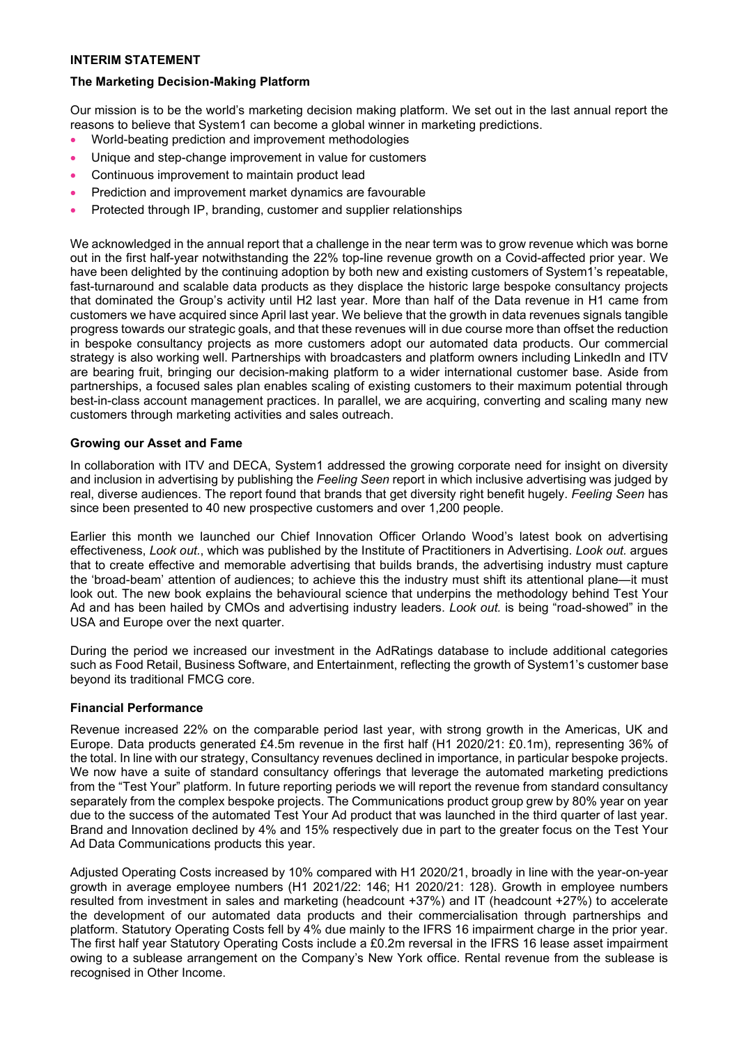## INTERIM STATEMENT

### The Marketing Decision-Making Platform

Our mission is to be the world's marketing decision making platform. We set out in the last annual report the reasons to believe that System1 can become a global winner in marketing predictions.

- World-beating prediction and improvement methodologies
- Unique and step-change improvement in value for customers
- Continuous improvement to maintain product lead
- Prediction and improvement market dynamics are favourable
- Protected through IP, branding, customer and supplier relationships

We acknowledged in the annual report that a challenge in the near term was to grow revenue which was borne out in the first half-year notwithstanding the 22% top-line revenue growth on a Covid-affected prior year. We have been delighted by the continuing adoption by both new and existing customers of System1's repeatable, fast-turnaround and scalable data products as they displace the historic large bespoke consultancy projects that dominated the Group's activity until H2 last year. More than half of the Data revenue in H1 came from customers we have acquired since April last year. We believe that the growth in data revenues signals tangible progress towards our strategic goals, and that these revenues will in due course more than offset the reduction in bespoke consultancy projects as more customers adopt our automated data products. Our commercial strategy is also working well. Partnerships with broadcasters and platform owners including LinkedIn and ITV are bearing fruit, bringing our decision-making platform to a wider international customer base. Aside from partnerships, a focused sales plan enables scaling of existing customers to their maximum potential through best-in-class account management practices. In parallel, we are acquiring, converting and scaling many new customers through marketing activities and sales outreach.

### Growing our Asset and Fame

In collaboration with ITV and DECA, System1 addressed the growing corporate need for insight on diversity and inclusion in advertising by publishing the *Feeling Seen* report in which inclusive advertising was judged by real, diverse audiences. The report found that brands that get diversity right benefit hugely. *Feeling Seen* has since been presented to 40 new prospective customers and over 1,200 people.

Earlier this month we launched our Chief Innovation Officer Orlando Wood's latest book on advertising effectiveness, *Look out.*, which was published by the Institute of Practitioners in Advertising. *Look out.* argues that to create effective and memorable advertising that builds brands, the advertising industry must capture the 'broad-beam' attention of audiences; to achieve this the industry must shift its attentional plane—it must look out. The new book explains the behavioural science that underpins the methodology behind Test Your Ad and has been hailed by CMOs and advertising industry leaders. *Look out.* is being "road-showed" in the USA and Europe over the next quarter.

During the period we increased our investment in the AdRatings database to include additional categories such as Food Retail, Business Software, and Entertainment, reflecting the growth of System1's customer base beyond its traditional FMCG core.

### Financial Performance

Revenue increased 22% on the comparable period last year, with strong growth in the Americas, UK and Europe. Data products generated £4.5m revenue in the first half (H1 2020/21: £0.1m), representing 36% of the total. In line with our strategy, Consultancy revenues declined in importance, in particular bespoke projects. We now have a suite of standard consultancy offerings that leverage the automated marketing predictions from the "Test Your" platform. In future reporting periods we will report the revenue from standard consultancy separately from the complex bespoke projects. The Communications product group grew by 80% year on year due to the success of the automated Test Your Ad product that was launched in the third quarter of last year. Brand and Innovation declined by 4% and 15% respectively due in part to the greater focus on the Test Your Ad Data Communications products this year.

Adjusted Operating Costs increased by 10% compared with H1 2020/21, broadly in line with the year-on-year growth in average employee numbers (H1 2021/22: 146; H1 2020/21: 128). Growth in employee numbers resulted from investment in sales and marketing (headcount +37%) and IT (headcount +27%) to accelerate the development of our automated data products and their commercialisation through partnerships and platform. Statutory Operating Costs fell by 4% due mainly to the IFRS 16 impairment charge in the prior year. The first half year Statutory Operating Costs include a £0.2m reversal in the IFRS 16 lease asset impairment owing to a sublease arrangement on the Company's New York office. Rental revenue from the sublease is recognised in Other Income.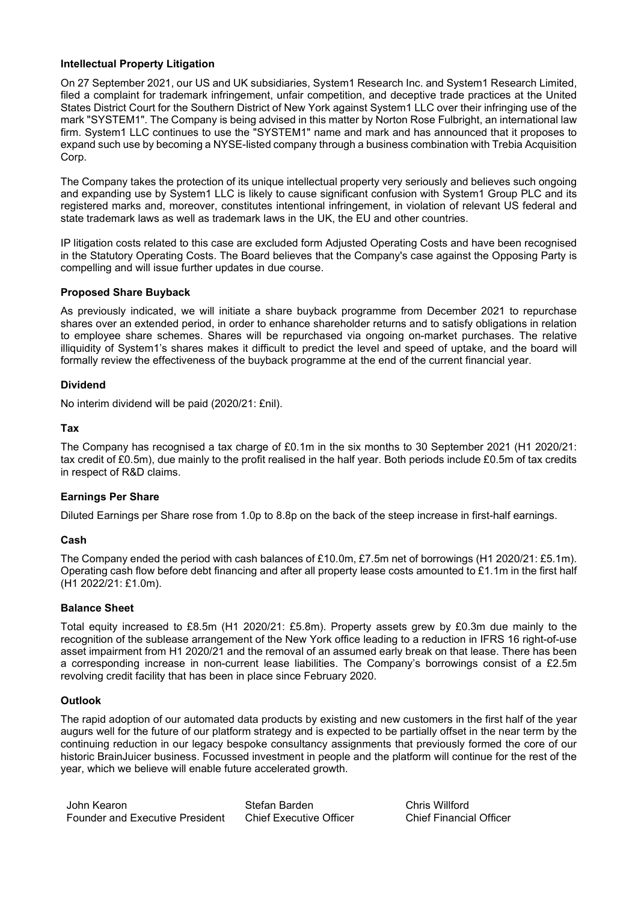### Intellectual Property Litigation

On 27 September 2021, our US and UK subsidiaries, System1 Research Inc. and System1 Research Limited, filed a complaint for trademark infringement, unfair competition, and deceptive trade practices at the United States District Court for the Southern District of New York against System1 LLC over their infringing use of the mark "SYSTEM1". The Company is being advised in this matter by Norton Rose Fulbright, an international law firm. System1 LLC continues to use the "SYSTEM1" name and mark and has announced that it proposes to expand such use by becoming a NYSE-listed company through a business combination with Trebia Acquisition Corp.

The Company takes the protection of its unique intellectual property very seriously and believes such ongoing and expanding use by System1 LLC is likely to cause significant confusion with System1 Group PLC and its registered marks and, moreover, constitutes intentional infringement, in violation of relevant US federal and state trademark laws as well as trademark laws in the UK, the EU and other countries.

IP litigation costs related to this case are excluded form Adjusted Operating Costs and have been recognised in the Statutory Operating Costs. The Board believes that the Company's case against the Opposing Party is compelling and will issue further updates in due course.

### Proposed Share Buyback

As previously indicated, we will initiate a share buyback programme from December 2021 to repurchase shares over an extended period, in order to enhance shareholder returns and to satisfy obligations in relation to employee share schemes. Shares will be repurchased via ongoing on-market purchases. The relative illiquidity of System1's shares makes it difficult to predict the level and speed of uptake, and the board will formally review the effectiveness of the buyback programme at the end of the current financial year.

### Dividend

No interim dividend will be paid (2020/21: £nil).

### Tax

The Company has recognised a tax charge of £0.1m in the six months to 30 September 2021 (H1 2020/21: tax credit of £0.5m), due mainly to the profit realised in the half year. Both periods include £0.5m of tax credits in respect of R&D claims.

### Earnings Per Share

Diluted Earnings per Share rose from 1.0p to 8.8p on the back of the steep increase in first-half earnings.

### Cash

The Company ended the period with cash balances of £10.0m, £7.5m net of borrowings (H1 2020/21: £5.1m). Operating cash flow before debt financing and after all property lease costs amounted to £1.1m in the first half (H1 2022/21: £1.0m).

### Balance Sheet

Total equity increased to £8.5m (H1 2020/21: £5.8m). Property assets grew by £0.3m due mainly to the recognition of the sublease arrangement of the New York office leading to a reduction in IFRS 16 right-of-use asset impairment from H1 2020/21 and the removal of an assumed early break on that lease. There has been a corresponding increase in non-current lease liabilities. The Company's borrowings consist of a £2.5m revolving credit facility that has been in place since February 2020.

### Outlook

The rapid adoption of our automated data products by existing and new customers in the first half of the year augurs well for the future of our platform strategy and is expected to be partially offset in the near term by the continuing reduction in our legacy bespoke consultancy assignments that previously formed the core of our historic BrainJuicer business. Focussed investment in people and the platform will continue for the rest of the year, which we believe will enable future accelerated growth.

| John Kearon | Stefan Barden | Chris Willford |
|---|---|---|
| Founder and Executive President | Chief Executive Officer | Chief Financial Officer |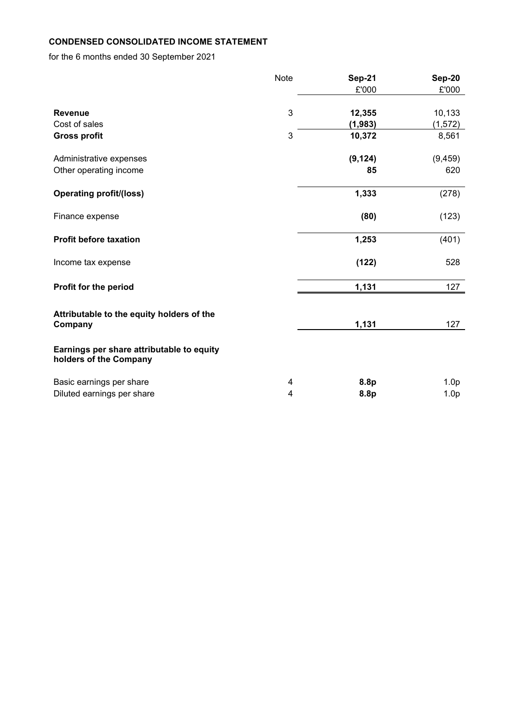**CONDENSED CONSOLIDATED INCOME STATEMENT**

for the 6 months ended 30 September 2021

| | Note | Sep-21 | Sep-20 |
|---|---|---|---|
| | | £'000 | £'000 |
| **Revenue** | 3 | **12,355** | 10,133 |
| Cost of sales | | **(1,983)** | (1,572) |
| **Gross profit** | 3 | **10,372** | 8,561 |
| Administrative expenses | | **(9,124)** | (9,459) |
| Other operating income | | **85** | 620 |
| **Operating profit/(loss)** | | **1,333** | (278) |
| Finance expense | | **(80)** | (123) |
| **Profit before taxation** | | **1,253** | (401) |
| Income tax expense | | **(122)** | 528 |
| **Profit for the period** | | **1,131** | 127 |
| **Attributable to the equity holders of the Company** | | **1,131** | 127 |
| **Earnings per share attributable to equity holders of the Company** | | | |
| Basic earnings per share | 4 | **8.8p** | 1.0p |
| Diluted earnings per share | 4 | **8.8p** | 1.0p |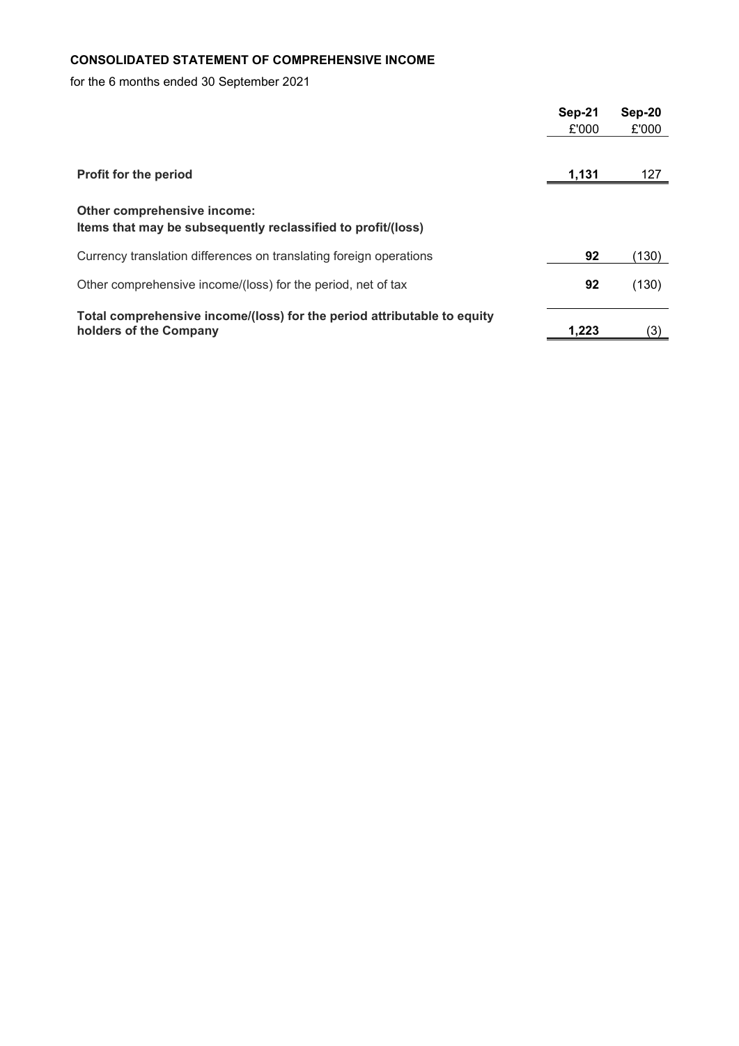**CONSOLIDATED STATEMENT OF COMPREHENSIVE INCOME**

for the 6 months ended 30 September 2021

| | Sep-21 | Sep-20 |
|---|---|---|
| | £'000 | £'000 |
| **Profit for the period** | **1,131** | 127 |
| **Other comprehensive income:** | | |
| **Items that may be subsequently reclassified to profit/(loss)** | | |
| Currency translation differences on translating foreign operations | **92** | (130) |
| Other comprehensive income/(loss) for the period, net of tax | **92** | (130) |
| **Total comprehensive income/(loss) for the period attributable to equity holders of the Company** | **1,223** | (3) |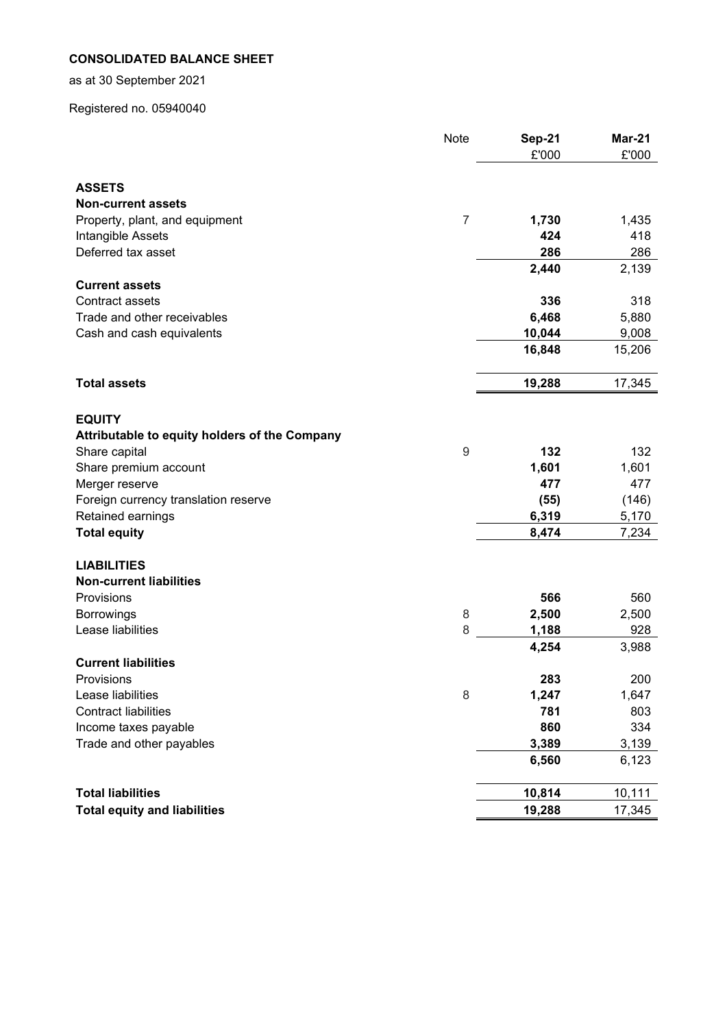**CONSOLIDATED BALANCE SHEET**

as at 30 September 2021

Registered no. 05940040

| | Note | Sep-21 | Mar-21 |
|---|---|---|---|
| | | £'000 | £'000 |
| **ASSETS** | | | |
| **Non-current assets** | | | |
| Property, plant, and equipment | 7 | **1,730** | 1,435 |
| Intangible Assets | | **424** | 418 |
| Deferred tax asset | | **286** | 286 |
| | | **2,440** | 2,139 |
| **Current assets** | | | |
| Contract assets | | **336** | 318 |
| Trade and other receivables | | **6,468** | 5,880 |
| Cash and cash equivalents | | **10,044** | 9,008 |
| | | **16,848** | 15,206 |
| **Total assets** | | **19,288** | 17,345 |
| **EQUITY** | | | |
| **Attributable to equity holders of the Company** | | | |
| Share capital | 9 | **132** | 132 |
| Share premium account | | **1,601** | 1,601 |
| Merger reserve | | **477** | 477 |
| Foreign currency translation reserve | | **(55)** | (146) |
| Retained earnings | | **6,319** | 5,170 |
| **Total equity** | | **8,474** | 7,234 |
| **LIABILITIES** | | | |
| **Non-current liabilities** | | | |
| Provisions | | **566** | 560 |
| Borrowings | 8 | **2,500** | 2,500 |
| Lease liabilities | 8 | **1,188** | 928 |
| | | **4,254** | 3,988 |
| **Current liabilities** | | | |
| Provisions | | **283** | 200 |
| Lease liabilities | 8 | **1,247** | 1,647 |
| Contract liabilities | | **781** | 803 |
| Income taxes payable | | **860** | 334 |
| Trade and other payables | | **3,389** | 3,139 |
| | | **6,560** | 6,123 |
| **Total liabilities** | | **10,814** | 10,111 |
| **Total equity and liabilities** | | **19,288** | 17,345 |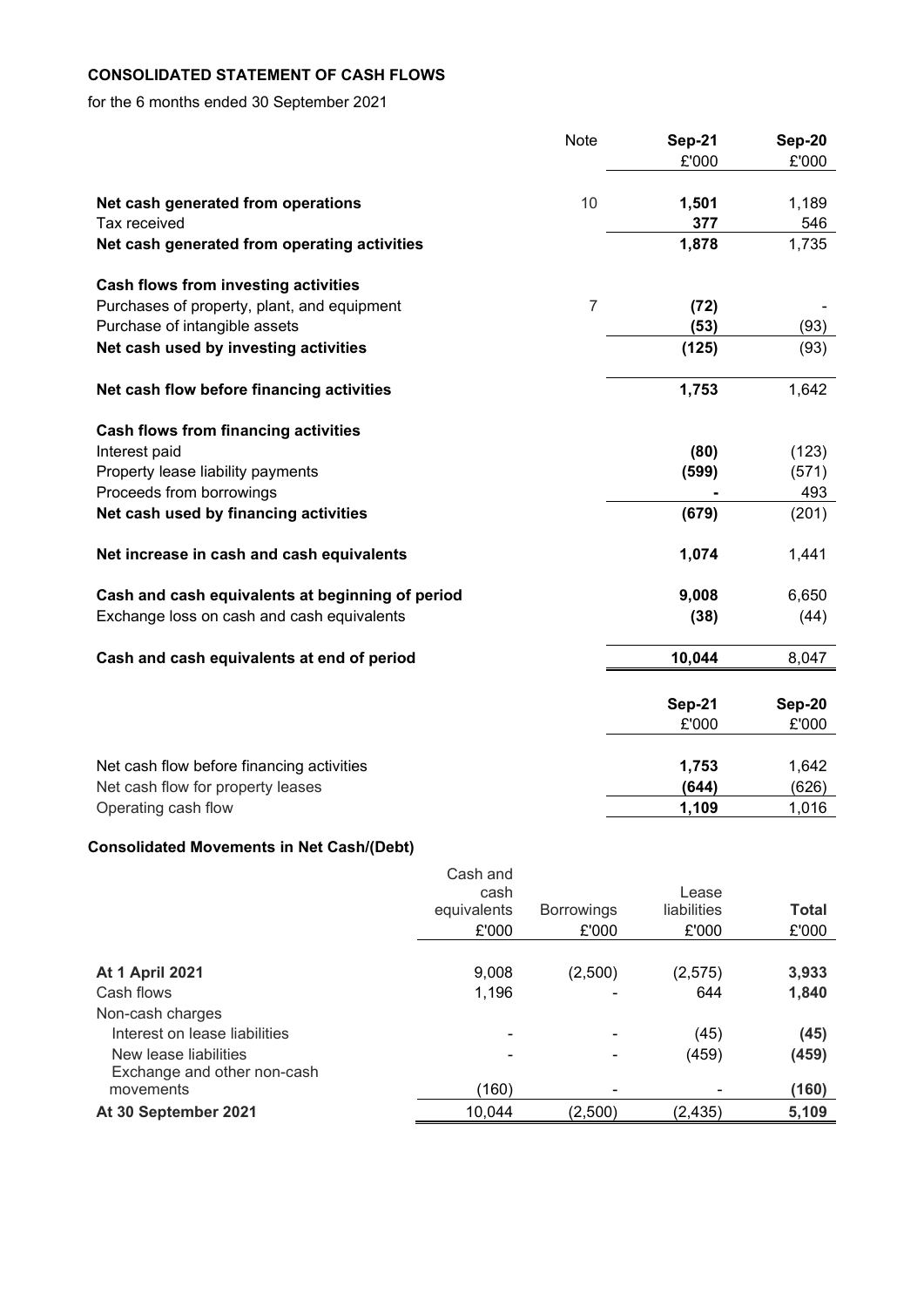**CONSOLIDATED STATEMENT OF CASH FLOWS**

for the 6 months ended 30 September 2021

| | Note | Sep-21 £'000 | Sep-20 £'000 |
|---|---|---|---|
| **Net cash generated from operations** | 10 | **1,501** | 1,189 |
| Tax received | | **377** | 546 |
| **Net cash generated from operating activities** | | **1,878** | 1,735 |
| | | | |
| **Cash flows from investing activities** | | | |
| Purchases of property, plant, and equipment | 7 | **(72)** | - |
| Purchase of intangible assets | | **(53)** | (93) |
| **Net cash used by investing activities** | | **(125)** | (93) |
| | | | |
| **Net cash flow before financing activities** | | **1,753** | 1,642 |
| | | | |
| **Cash flows from financing activities** | | | |
| Interest paid | | **(80)** | (123) |
| Property lease liability payments | | **(599)** | (571) |
| Proceeds from borrowings | | **-** | 493 |
| **Net cash used by financing activities** | | **(679)** | (201) |
| | | | |
| **Net increase in cash and cash equivalents** | | **1,074** | 1,441 |
| | | | |
| **Cash and cash equivalents at beginning of period** | | **9,008** | 6,650 |
| Exchange loss on cash and cash equivalents | | **(38)** | (44) |
| | | | |
| **Cash and cash equivalents at end of period** | | **10,044** | 8,047 |

| | Sep-21 £'000 | Sep-20 £'000 |
|---|---|---|
| Net cash flow before financing activities | **1,753** | 1,642 |
| Net cash flow for property leases | **(644)** | (626) |
| Operating cash flow | **1,109** | 1,016 |

**Consolidated Movements in Net Cash/(Debt)**

| | Cash and cash equivalents £'000 | Borrowings £'000 | Lease liabilities £'000 | **Total** £'000 |
|---|---|---|---|---|
| **At 1 April 2021** | 9,008 | (2,500) | (2,575) | **3,933** |
| Cash flows | 1,196 | - | 644 | **1,840** |
| Non-cash charges | | | | |
| Interest on lease liabilities | - | - | (45) | **(45)** |
| New lease liabilities | - | - | (459) | **(459)** |
| Exchange and other non-cash movements | (160) | - | - | **(160)** |
| **At 30 September 2021** | 10,044 | (2,500) | (2,435) | **5,109** |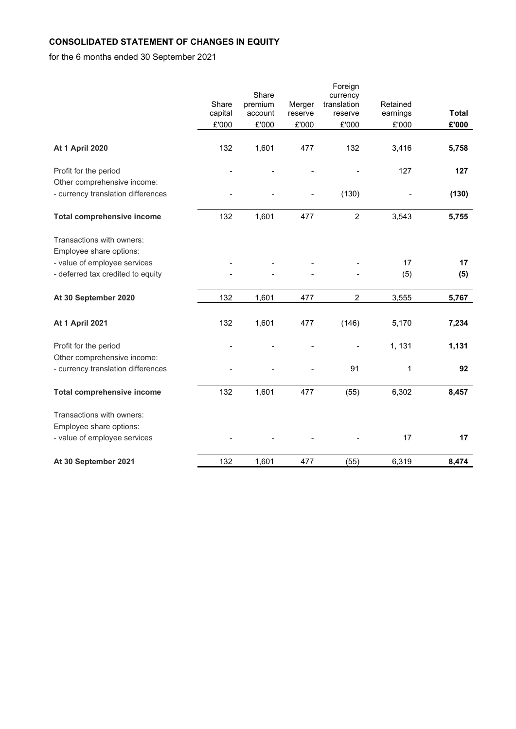**CONSOLIDATED STATEMENT OF CHANGES IN EQUITY**

for the 6 months ended 30 September 2021

| | Share capital | Share premium account | Merger reserve | Foreign currency translation reserve | Retained earnings | **Total** |
|---|---|---|---|---|---|---|
| | £'000 | £'000 | £'000 | £'000 | £'000 | **£'000** |
| **At 1 April 2020** | 132 | 1,601 | 477 | 132 | 3,416 | **5,758** |
| Profit for the period | - | - | - | - | 127 | **127** |
| Other comprehensive income: | | | | | | |
| - currency translation differences | - | - | - | (130) | - | **(130)** |
| **Total comprehensive income** | 132 | 1,601 | 477 | 2 | 3,543 | **5,755** |
| Transactions with owners: | | | | | | |
| Employee share options: | | | | | | |
| - value of employee services | - | - | - | - | 17 | **17** |
| - deferred tax credited to equity | - | - | - | - | (5) | **(5)** |
| **At 30 September 2020** | 132 | 1,601 | 477 | 2 | 3,555 | **5,767** |
| **At 1 April 2021** | 132 | 1,601 | 477 | (146) | 5,170 | **7,234** |
| Profit for the period | - | - | - | - | 1, 131 | **1,131** |
| Other comprehensive income: | | | | | | |
| - currency translation differences | - | - | - | 91 | 1 | **92** |
| **Total comprehensive income** | 132 | 1,601 | 477 | (55) | 6,302 | **8,457** |
| Transactions with owners: | | | | | | |
| Employee share options: | | | | | | |
| - value of employee services | - | - | - | - | 17 | **17** |
| **At 30 September 2021** | 132 | 1,601 | 477 | (55) | 6,319 | **8,474** |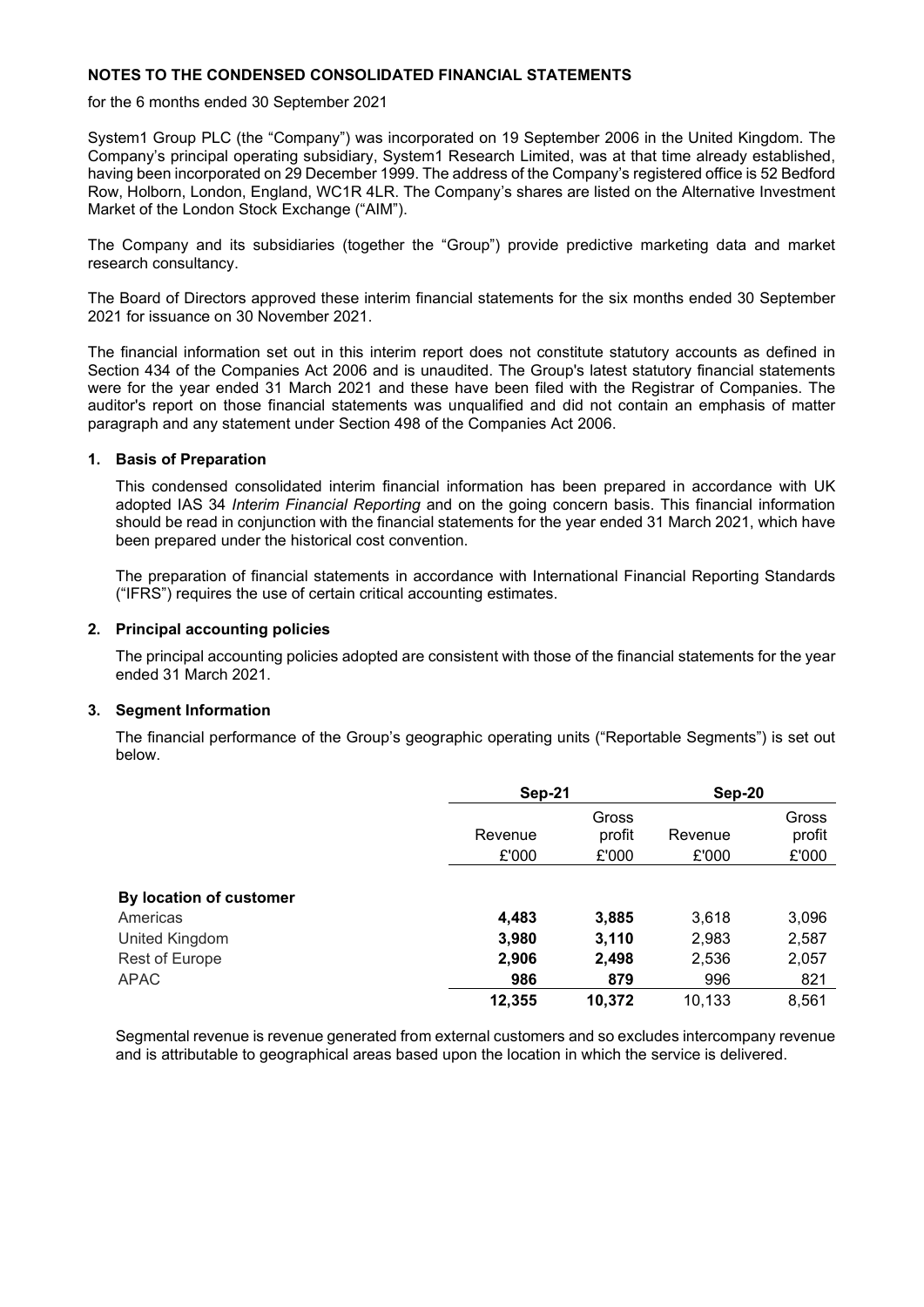**NOTES TO THE CONDENSED CONSOLIDATED FINANCIAL STATEMENTS**

for the 6 months ended 30 September 2021

System1 Group PLC (the "Company") was incorporated on 19 September 2006 in the United Kingdom. The Company's principal operating subsidiary, System1 Research Limited, was at that time already established, having been incorporated on 29 December 1999. The address of the Company's registered office is 52 Bedford Row, Holborn, London, England, WC1R 4LR. The Company's shares are listed on the Alternative Investment Market of the London Stock Exchange ("AIM").

The Company and its subsidiaries (together the "Group") provide predictive marketing data and market research consultancy.

The Board of Directors approved these interim financial statements for the six months ended 30 September 2021 for issuance on 30 November 2021.

The financial information set out in this interim report does not constitute statutory accounts as defined in Section 434 of the Companies Act 2006 and is unaudited. The Group's latest statutory financial statements were for the year ended 31 March 2021 and these have been filed with the Registrar of Companies. The auditor's report on those financial statements was unqualified and did not contain an emphasis of matter paragraph and any statement under Section 498 of the Companies Act 2006.

**1. Basis of Preparation**

This condensed consolidated interim financial information has been prepared in accordance with UK adopted IAS 34 *Interim Financial Reporting* and on the going concern basis. This financial information should be read in conjunction with the financial statements for the year ended 31 March 2021, which have been prepared under the historical cost convention.

The preparation of financial statements in accordance with International Financial Reporting Standards ("IFRS") requires the use of certain critical accounting estimates.

**2. Principal accounting policies**

The principal accounting policies adopted are consistent with those of the financial statements for the year ended 31 March 2021.

**3. Segment Information**

The financial performance of the Group's geographic operating units ("Reportable Segments") is set out below.

| | **Sep-21** | | **Sep-20** | |
|---|---|---|---|---|
| | Revenue £'000 | Gross profit £'000 | Revenue £'000 | Gross profit £'000 |
| **By location of customer** | | | | |
| Americas | **4,483** | **3,885** | 3,618 | 3,096 |
| United Kingdom | **3,980** | **3,110** | 2,983 | 2,587 |
| Rest of Europe | **2,906** | **2,498** | 2,536 | 2,057 |
| APAC | **986** | **879** | 996 | 821 |
| | **12,355** | **10,372** | 10,133 | 8,561 |

Segmental revenue is revenue generated from external customers and so excludes intercompany revenue and is attributable to geographical areas based upon the location in which the service is delivered.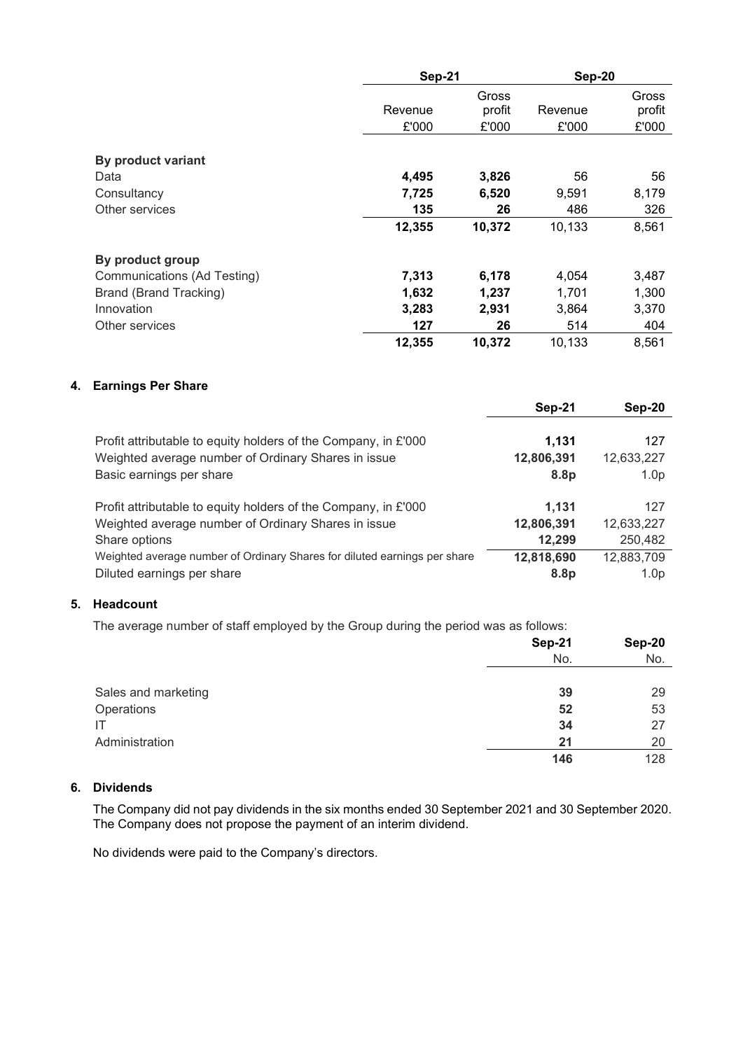| | Sep-21 | | Sep-20 | |
|---|---|---|---|---|
| | Revenue £'000 | Gross profit £'000 | Revenue £'000 | Gross profit £'000 |
| **By product variant** | | | | |
| Data | **4,495** | **3,826** | 56 | 56 |
| Consultancy | **7,725** | **6,520** | 9,591 | 8,179 |
| Other services | **135** | **26** | 486 | 326 |
| | **12,355** | **10,372** | 10,133 | 8,561 |
| **By product group** | | | | |
| Communications (Ad Testing) | **7,313** | **6,178** | 4,054 | 3,487 |
| Brand (Brand Tracking) | **1,632** | **1,237** | 1,701 | 1,300 |
| Innovation | **3,283** | **2,931** | 3,864 | 3,370 |
| Other services | **127** | **26** | 514 | 404 |
| | **12,355** | **10,372** | 10,133 | 8,561 |

## 4. Earnings Per Share

| | Sep-21 | Sep-20 |
|---|---|---|
| Profit attributable to equity holders of the Company, in £'000 | **1,131** | 127 |
| Weighted average number of Ordinary Shares in issue | **12,806,391** | 12,633,227 |
| Basic earnings per share | **8.8p** | 1.0p |
| | | |
| Profit attributable to equity holders of the Company, in £'000 | **1,131** | 127 |
| Weighted average number of Ordinary Shares in issue | **12,806,391** | 12,633,227 |
| Share options | **12,299** | 250,482 |
| Weighted average number of Ordinary Shares for diluted earnings per share | **12,818,690** | 12,883,709 |
| Diluted earnings per share | **8.8p** | 1.0p |

## 5. Headcount

The average number of staff employed by the Group during the period was as follows:

| | Sep-21 No. | Sep-20 No. |
|---|---|---|
| Sales and marketing | **39** | 29 |
| Operations | **52** | 53 |
| IT | **34** | 27 |
| Administration | **21** | 20 |
| | **146** | 128 |

## 6. Dividends

The Company did not pay dividends in the six months ended 30 September 2021 and 30 September 2020. The Company does not propose the payment of an interim dividend.

No dividends were paid to the Company's directors.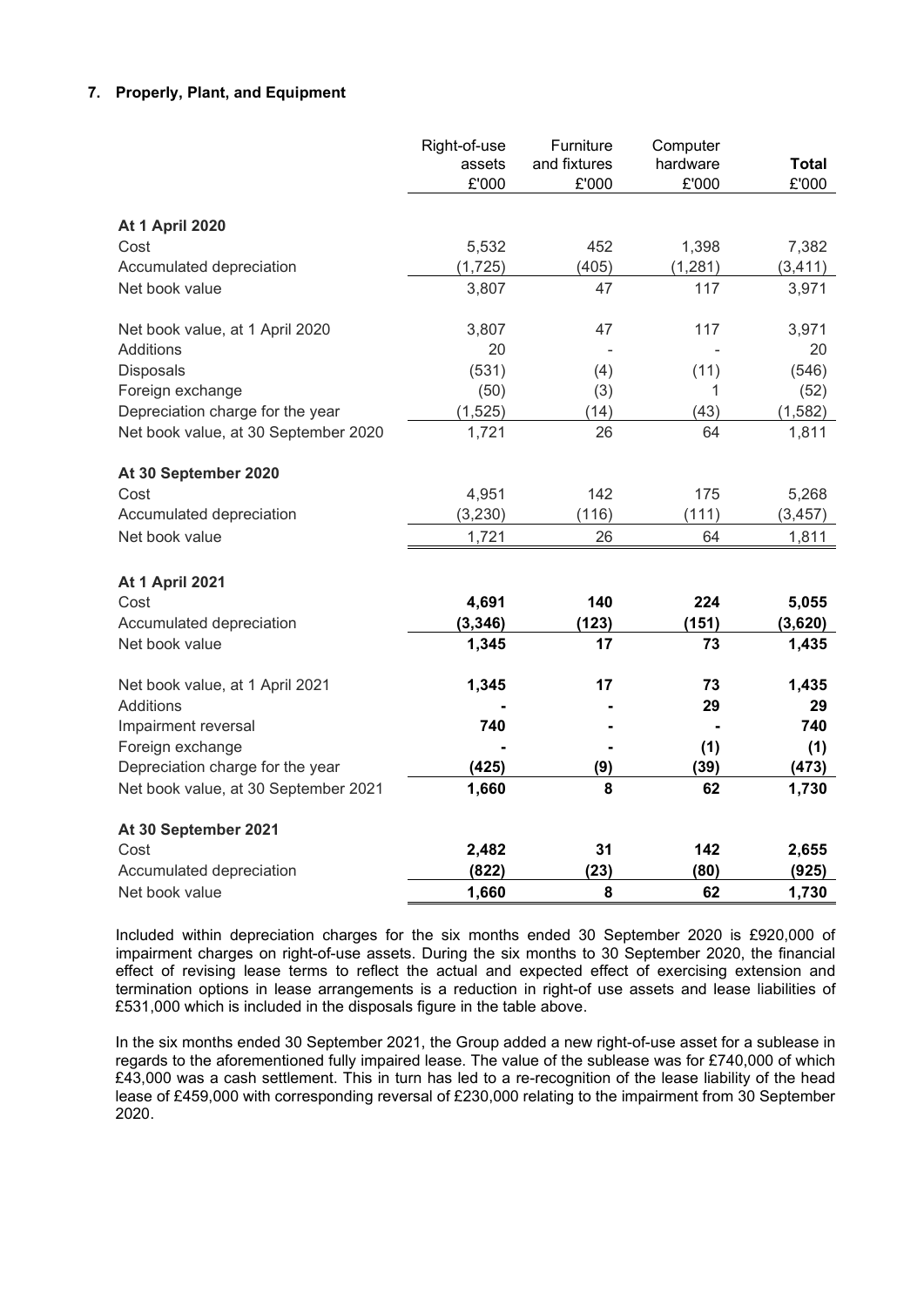### 7. Properly, Plant, and Equipment

| | Right-of-use assets £'000 | Furniture and fixtures £'000 | Computer hardware £'000 | **Total £'000** |
|---|---|---|---|---|
| **At 1 April 2020** | | | | |
| Cost | 5,532 | 452 | 1,398 | 7,382 |
| Accumulated depreciation | (1,725) | (405) | (1,281) | (3,411) |
| Net book value | 3,807 | 47 | 117 | 3,971 |
| | | | | |
| Net book value, at 1 April 2020 | 3,807 | 47 | 117 | 3,971 |
| Additions | 20 | - | - | 20 |
| Disposals | (531) | (4) | (11) | (546) |
| Foreign exchange | (50) | (3) | 1 | (52) |
| Depreciation charge for the year | (1,525) | (14) | (43) | (1,582) |
| Net book value, at 30 September 2020 | 1,721 | 26 | 64 | 1,811 |
| | | | | |
| **At 30 September 2020** | | | | |
| Cost | 4,951 | 142 | 175 | 5,268 |
| Accumulated depreciation | (3,230) | (116) | (111) | (3,457) |
| Net book value | 1,721 | 26 | 64 | 1,811 |
| | | | | |
| **At 1 April 2021** | | | | |
| Cost | **4,691** | **140** | **224** | **5,055** |
| Accumulated depreciation | **(3,346)** | **(123)** | **(151)** | **(3,620)** |
| Net book value | **1,345** | **17** | **73** | **1,435** |
| | | | | |
| Net book value, at 1 April 2021 | **1,345** | **17** | **73** | **1,435** |
| Additions | **-** | **-** | **29** | **29** |
| Impairment reversal | **740** | **-** | **-** | **740** |
| Foreign exchange | **-** | **-** | **(1)** | **(1)** |
| Depreciation charge for the year | **(425)** | **(9)** | **(39)** | **(473)** |
| Net book value, at 30 September 2021 | **1,660** | **8** | **62** | **1,730** |
| | | | | |
| **At 30 September 2021** | | | | |
| Cost | **2,482** | **31** | **142** | **2,655** |
| Accumulated depreciation | **(822)** | **(23)** | **(80)** | **(925)** |
| Net book value | **1,660** | **8** | **62** | **1,730** |

Included within depreciation charges for the six months ended 30 September 2020 is £920,000 of impairment charges on right-of-use assets. During the six months to 30 September 2020, the financial effect of revising lease terms to reflect the actual and expected effect of exercising extension and termination options in lease arrangements is a reduction in right-of use assets and lease liabilities of £531,000 which is included in the disposals figure in the table above.

In the six months ended 30 September 2021, the Group added a new right-of-use asset for a sublease in regards to the aforementioned fully impaired lease. The value of the sublease was for £740,000 of which £43,000 was a cash settlement. This in turn has led to a re-recognition of the lease liability of the head lease of £459,000 with corresponding reversal of £230,000 relating to the impairment from 30 September 2020.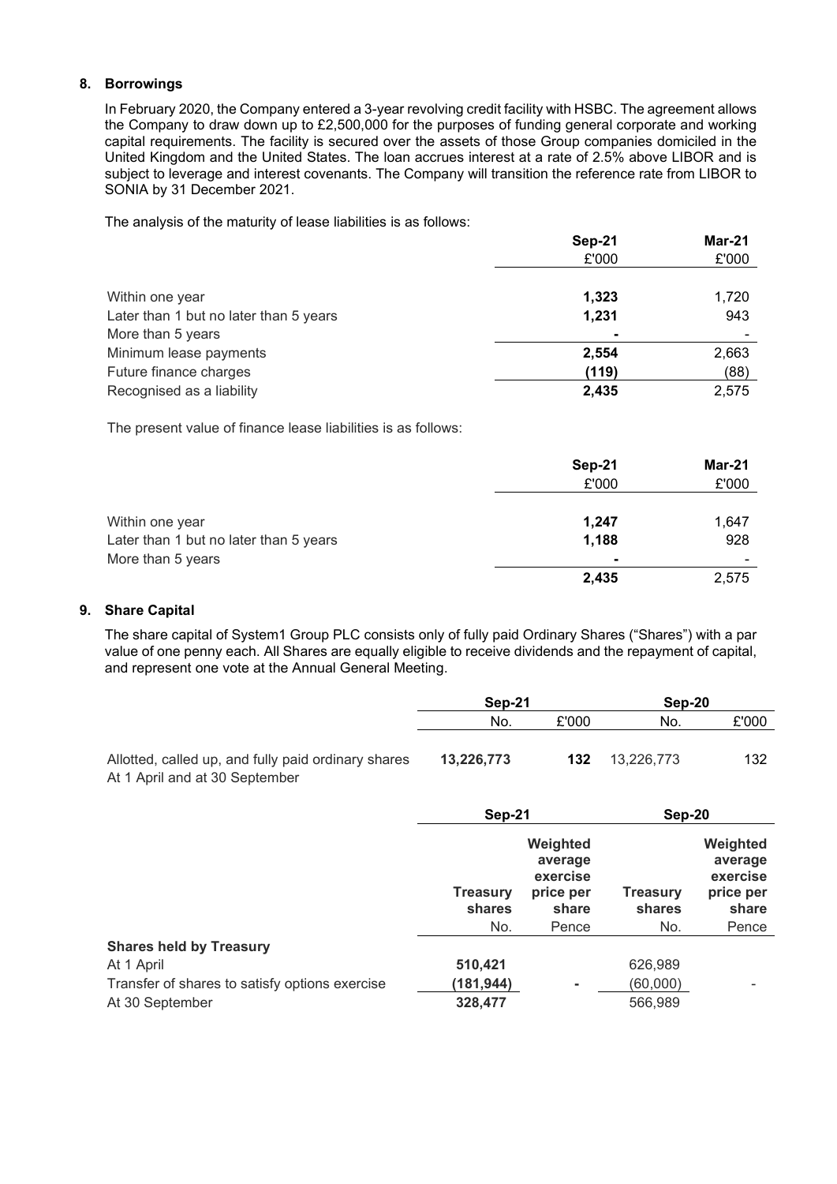## 8. Borrowings

In February 2020, the Company entered a 3-year revolving credit facility with HSBC. The agreement allows the Company to draw down up to £2,500,000 for the purposes of funding general corporate and working capital requirements. The facility is secured over the assets of those Group companies domiciled in the United Kingdom and the United States. The loan accrues interest at a rate of 2.5% above LIBOR and is subject to leverage and interest covenants. The Company will transition the reference rate from LIBOR to SONIA by 31 December 2021.

The analysis of the maturity of lease liabilities is as follows:

| | **Sep-21** | **Mar-21** |
|---|---|---|
| | £'000 | £'000 |
| Within one year | **1,323** | 1,720 |
| Later than 1 but no later than 5 years | **1,231** | 943 |
| More than 5 years | **-** | - |
| Minimum lease payments | **2,554** | 2,663 |
| Future finance charges | **(119)** | (88) |
| Recognised as a liability | **2,435** | 2,575 |

The present value of finance lease liabilities is as follows:

| | **Sep-21** | **Mar-21** |
|---|---|---|
| | £'000 | £'000 |
| Within one year | **1,247** | 1,647 |
| Later than 1 but no later than 5 years | **1,188** | 928 |
| More than 5 years | **-** | - |
| | **2,435** | 2,575 |

## 9. Share Capital

The share capital of System1 Group PLC consists only of fully paid Ordinary Shares ("Shares") with a par value of one penny each. All Shares are equally eligible to receive dividends and the repayment of capital, and represent one vote at the Annual General Meeting.

| | **Sep-21** | | **Sep-20** | |
|---|---|---|---|---|
| | No. | £'000 | No. | £'000 |
| Allotted, called up, and fully paid ordinary shares At 1 April and at 30 September | **13,226,773** | **132** | 13,226,773 | 132 |

| | **Sep-21** | | **Sep-20** | |
|---|---|---|---|---|
| | **Treasury shares** | **Weighted average exercise price per share** | **Treasury shares** | **Weighted average exercise price per share** |
| | No. | Pence | No. | Pence |
| **Shares held by Treasury** | | | | |
| At 1 April | **510,421** | | 626,989 | |
| Transfer of shares to satisfy options exercise | **(181,944)** | **-** | (60,000) | - |
| At 30 September | **328,477** | | 566,989 | |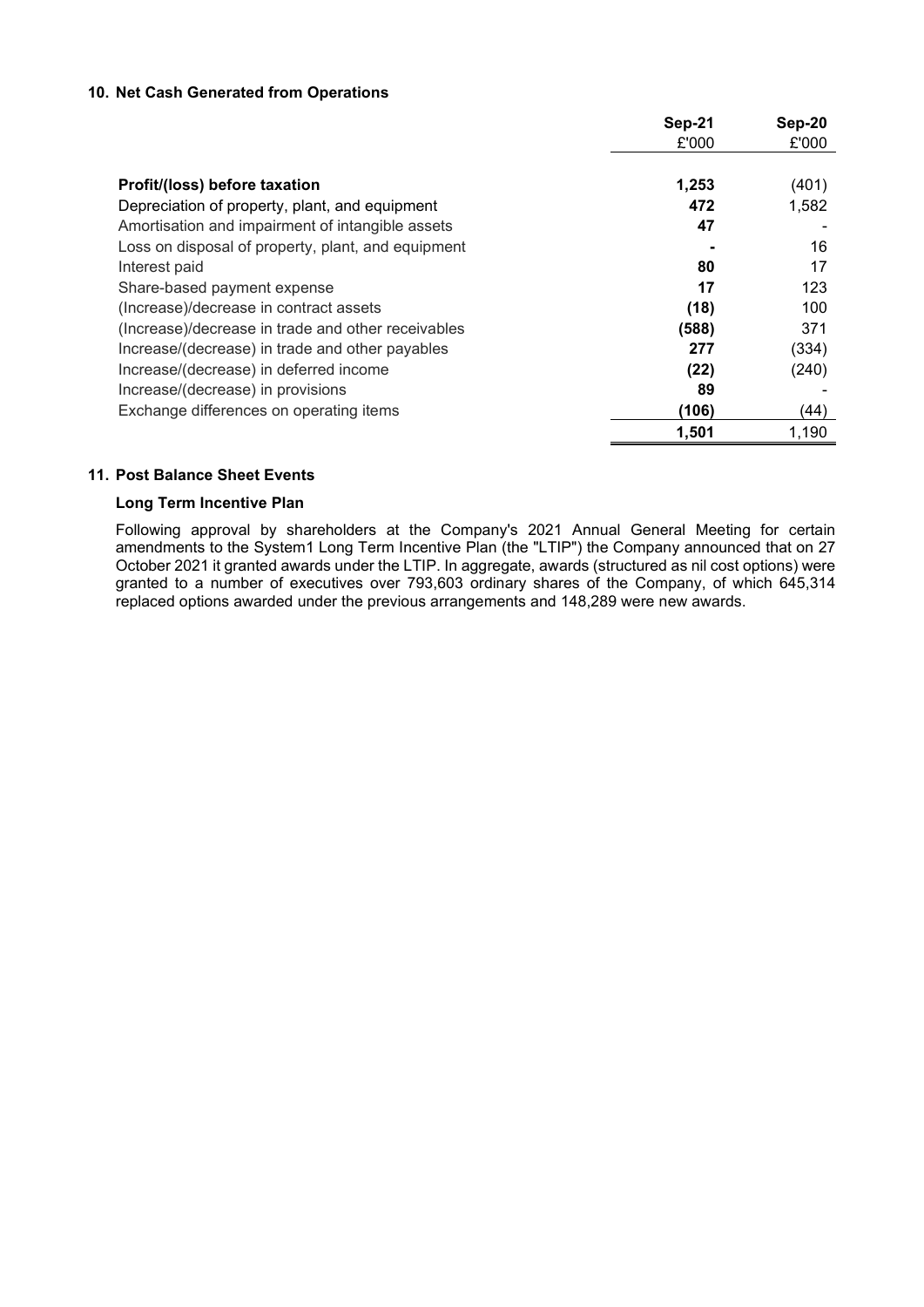## 10. Net Cash Generated from Operations

| | Sep-21 | Sep-20 |
|---|---|---|
| | £'000 | £'000 |
| **Profit/(loss) before taxation** | **1,253** | (401) |
| Depreciation of property, plant, and equipment | **472** | 1,582 |
| Amortisation and impairment of intangible assets | **47** | - |
| Loss on disposal of property, plant, and equipment | **-** | 16 |
| Interest paid | **80** | 17 |
| Share-based payment expense | **17** | 123 |
| (Increase)/decrease in contract assets | **(18)** | 100 |
| (Increase)/decrease in trade and other receivables | **(588)** | 371 |
| Increase/(decrease) in trade and other payables | **277** | (334) |
| Increase/(decrease) in deferred income | **(22)** | (240) |
| Increase/(decrease) in provisions | **89** | - |
| Exchange differences on operating items | **(106)** | (44) |
| | **1,501** | 1,190 |

## 11. Post Balance Sheet Events

### Long Term Incentive Plan

Following approval by shareholders at the Company's 2021 Annual General Meeting for certain amendments to the System1 Long Term Incentive Plan (the "LTIP") the Company announced that on 27 October 2021 it granted awards under the LTIP. In aggregate, awards (structured as nil cost options) were granted to a number of executives over 793,603 ordinary shares of the Company, of which 645,314 replaced options awarded under the previous arrangements and 148,289 were new awards.